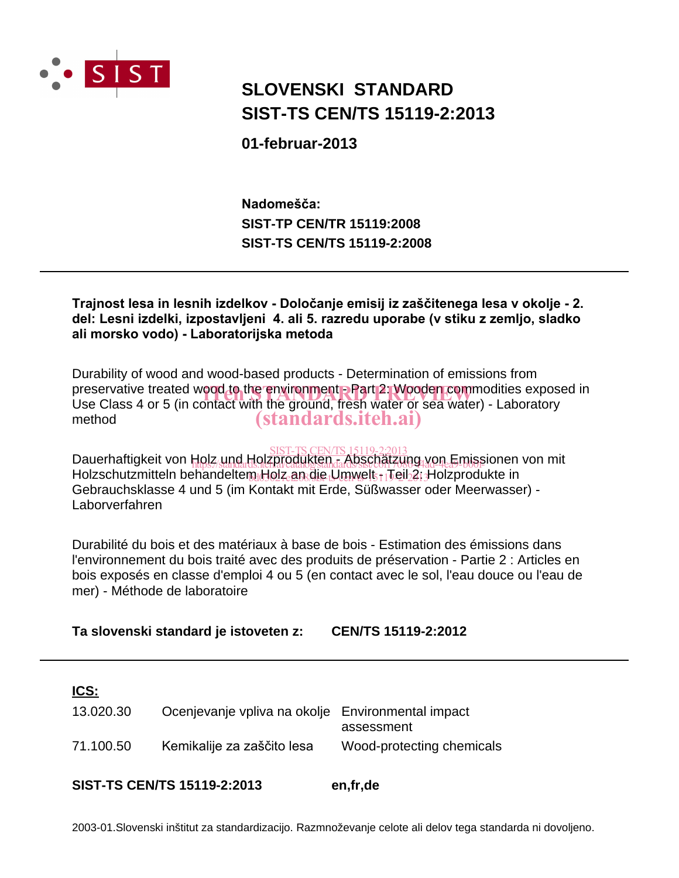# SLOVENSKI STANDARD
# SIST-TS CEN/TS 15119-2:2013

**01-februar-2013**

**Nadomešča:**
**SIST-TP CEN/TR 15119:2008**
**SIST-TS CEN/TS 15119-2:2008**

---

**Trajnost lesa in lesnih izdelkov - Določanje emisij iz zaščitenega lesa v okolje - 2. del: Lesni izdelki, izpostavljeni 4. ali 5. razredu uporabe (v stiku z zemljo, sladko ali morsko vodo) - Laboratorijska metoda**

Durability of wood and wood-based products - Determination of emissions from preservative treated wood to the environment - Part 2: Wooden commodities exposed in Use Class 4 or 5 (in contact with the ground, fresh water or sea water) - Laboratory method

Dauerhaftigkeit von Holz und Holzprodukten - Abschätzung von Emissionen von mit Holzschutzmitteln behandeltem Holz an die Umwelt - Teil 2: Holzprodukte in Gebrauchsklasse 4 und 5 (im Kontakt mit Erde, Süßwasser oder Meerwasser) - Laborverfahren

Durabilité du bois et des matériaux à base de bois - Estimation des émissions dans l'environnement du bois traité avec des produits de préservation - Partie 2 : Articles en bois exposés en classe d'emploi 4 ou 5 (en contact avec le sol, l'eau douce ou l'eau de mer) - Méthode de laboratoire

**Ta slovenski standard je istoveten z: CEN/TS 15119-2:2012**

---

**ICS:**

| | | |
|---|---|---|
| 13.020.30 | Ocenjevanje vpliva na okolje | Environmental impact assessment |
| 71.100.50 | Kemikalije za zaščito lesa | Wood-protecting chemicals |

**SIST-TS CEN/TS 15119-2:2013 en,fr,de**

2003-01.Slovenski inštitut za standardizacijo. Razmnoževanje celote ali delov tega standarda ni dovoljeno.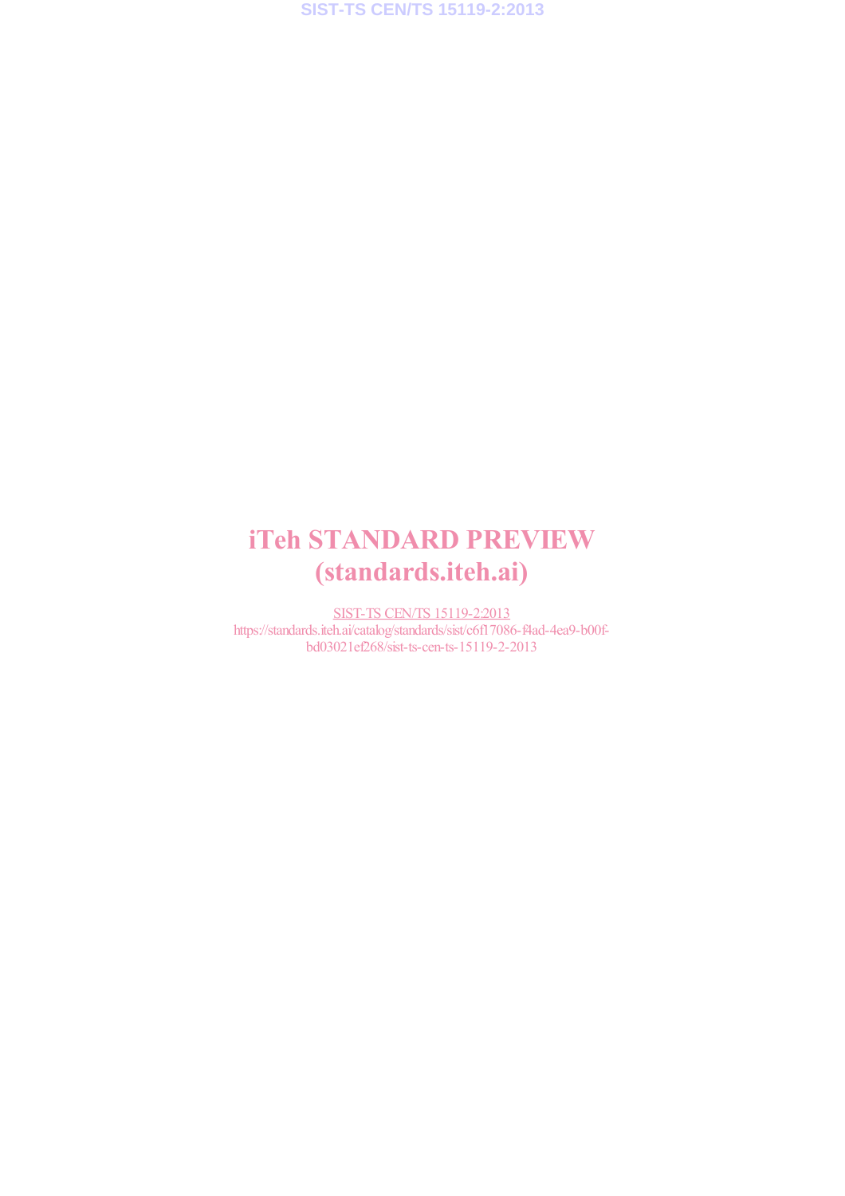iTeh STANDARD PREVIEW
(standards.iteh.ai)

SIST-TS CEN/TS 15119-2:2013
https://standards.iteh.ai/catalog/standards/sist/c6f17086-f4ad-4ea9-b00f-bd03021ef268/sist-ts-cen-ts-15119-2-2013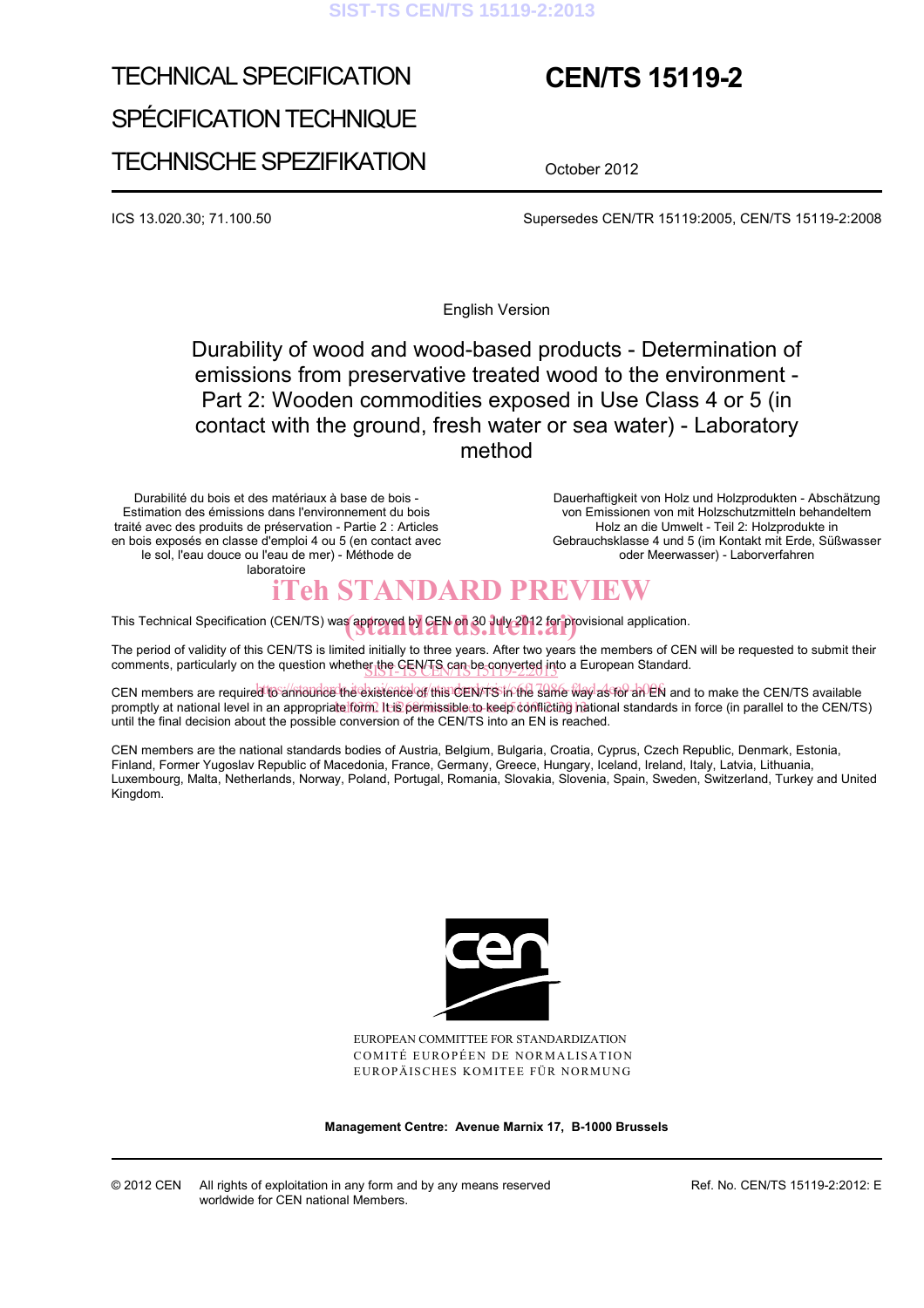TECHNICAL SPECIFICATION

SPÉCIFICATION TECHNIQUE

TECHNISCHE SPEZIFIKATION

# CEN/TS 15119-2

October 2012

ICS 13.020.30; 71.100.50

Supersedes CEN/TR 15119:2005, CEN/TS 15119-2:2008

English Version

## Durability of wood and wood-based products - Determination of emissions from preservative treated wood to the environment - Part 2: Wooden commodities exposed in Use Class 4 or 5 (in contact with the ground, fresh water or sea water) - Laboratory method

Durabilité du bois et des matériaux à base de bois - Estimation des émissions dans l'environnement du bois traité avec des produits de préservation - Partie 2 : Articles en bois exposés en classe d'emploi 4 ou 5 (en contact avec le sol, l'eau douce ou l'eau de mer) - Méthode de laboratoire

Dauerhaftigkeit von Holz und Holzprodukten - Abschätzung von Emissionen von mit Holzschutzmitteln behandeltem Holz an die Umwelt - Teil 2: Holzprodukte in Gebrauchsklasse 4 und 5 (im Kontakt mit Erde, Süßwasser oder Meerwasser) - Laborverfahren

This Technical Specification (CEN/TS) was approved by CEN on 30 July 2012 for provisional application.

The period of validity of this CEN/TS is limited initially to three years. After two years the members of CEN will be requested to submit their comments, particularly on the question whether the CEN/TS can be converted into a European Standard.

CEN members are required to announce the existence of this CEN/TS in the same way as for an EN and to make the CEN/TS available promptly at national level in an appropriate form. It is permissible to keep conflicting national standards in force (in parallel to the CEN/TS) until the final decision about the possible conversion of the CEN/TS into an EN is reached.

CEN members are the national standards bodies of Austria, Belgium, Bulgaria, Croatia, Cyprus, Czech Republic, Denmark, Estonia, Finland, Former Yugoslav Republic of Macedonia, France, Germany, Greece, Hungary, Iceland, Ireland, Italy, Latvia, Lithuania, Luxembourg, Malta, Netherlands, Norway, Poland, Portugal, Romania, Slovakia, Slovenia, Spain, Sweden, Switzerland, Turkey and United Kingdom.

EUROPEAN COMMITTEE FOR STANDARDIZATION
COMITÉ EUROPÉEN DE NORMALISATION
EUROPÄISCHES KOMITEE FÜR NORMUNG

**Management Centre: Avenue Marnix 17, B-1000 Brussels**

© 2012 CEN All rights of exploitation in any form and by any means reserved worldwide for CEN national Members.

Ref. No. CEN/TS 15119-2:2012: E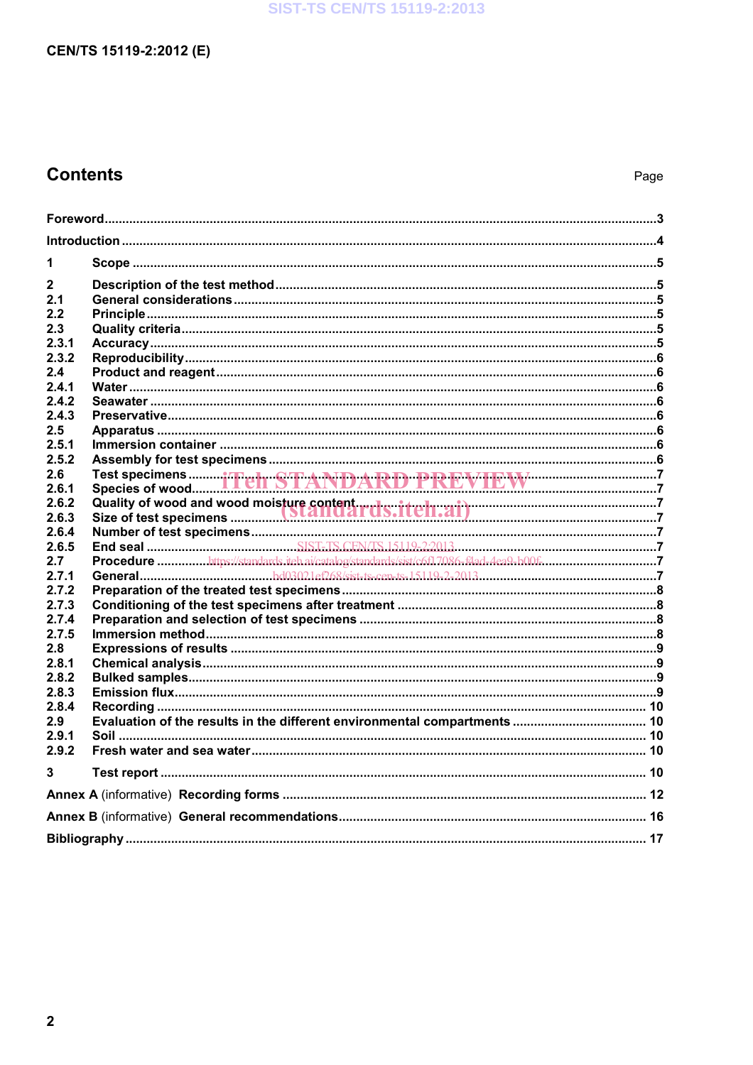# Contents

Page

Foreword ... 3

Introduction ... 4

1 Scope ... 5

2 Description of the test method ... 5
2.1 General considerations ... 5
2.2 Principle ... 5
2.3 Quality criteria ... 5
2.3.1 Accuracy ... 5
2.3.2 Reproducibility ... 6
2.4 Product and reagent ... 6
2.4.1 Water ... 6
2.4.2 Seawater ... 6
2.4.3 Preservative ... 6
2.5 Apparatus ... 6
2.5.1 Immersion container ... 6
2.5.2 Assembly for test specimens ... 6
2.6 Test specimens ... 7
2.6.1 Species of wood ... 7
2.6.2 Quality of wood and wood moisture content ... 7
2.6.3 Size of test specimens ... 7
2.6.4 Number of test specimens ... 7
2.6.5 End seal ... 7
2.7 Procedure ... 7
2.7.1 General ... 7
2.7.2 Preparation of the treated test specimens ... 8
2.7.3 Conditioning of the test specimens after treatment ... 8
2.7.4 Preparation and selection of test specimens ... 8
2.7.5 Immersion method ... 8
2.8 Expressions of results ... 9
2.8.1 Chemical analysis ... 9
2.8.2 Bulked samples ... 9
2.8.3 Emission flux ... 9
2.8.4 Recording ... 10
2.9 Evaluation of the results in the different environmental compartments ... 10
2.9.1 Soil ... 10
2.9.2 Fresh water and sea water ... 10

3 Test report ... 10

Annex A (informative) Recording forms ... 12

Annex B (informative) General recommendations ... 16

Bibliography ... 17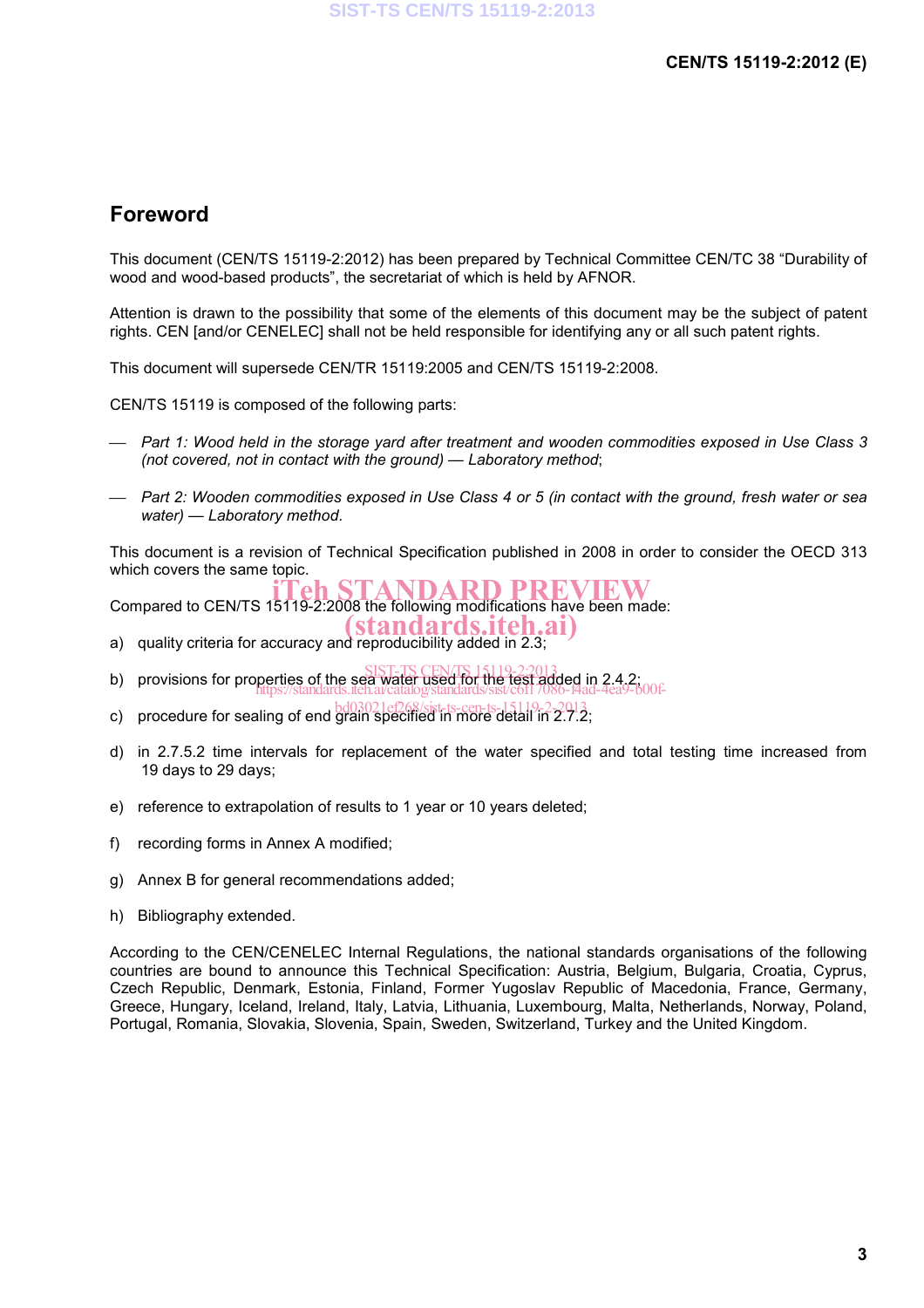# Foreword

This document (CEN/TS 15119-2:2012) has been prepared by Technical Committee CEN/TC 38 “Durability of wood and wood-based products”, the secretariat of which is held by AFNOR.

Attention is drawn to the possibility that some of the elements of this document may be the subject of patent rights. CEN [and/or CENELEC] shall not be held responsible for identifying any or all such patent rights.

This document will supersede CEN/TR 15119:2005 and CEN/TS 15119-2:2008.

CEN/TS 15119 is composed of the following parts:

— *Part 1: Wood held in the storage yard after treatment and wooden commodities exposed in Use Class 3 (not covered, not in contact with the ground) — Laboratory method*;

— *Part 2: Wooden commodities exposed in Use Class 4 or 5 (in contact with the ground, fresh water or sea water) — Laboratory method*.

This document is a revision of Technical Specification published in 2008 in order to consider the OECD 313 which covers the same topic.

Compared to CEN/TS 15119-2:2008 the following modifications have been made:

a) quality criteria for accuracy and reproducibility added in 2.3;

b) provisions for properties of the sea water used for the test added in 2.4.2;

c) procedure for sealing of end grain specified in more detail in 2.7.2;

d) in 2.7.5.2 time intervals for replacement of the water specified and total testing time increased from 19 days to 29 days;

e) reference to extrapolation of results to 1 year or 10 years deleted;

f) recording forms in Annex A modified;

g) Annex B for general recommendations added;

h) Bibliography extended.

According to the CEN/CENELEC Internal Regulations, the national standards organisations of the following countries are bound to announce this Technical Specification: Austria, Belgium, Bulgaria, Croatia, Cyprus, Czech Republic, Denmark, Estonia, Finland, Former Yugoslav Republic of Macedonia, France, Germany, Greece, Hungary, Iceland, Ireland, Italy, Latvia, Lithuania, Luxembourg, Malta, Netherlands, Norway, Poland, Portugal, Romania, Slovakia, Slovenia, Spain, Sweden, Switzerland, Turkey and the United Kingdom.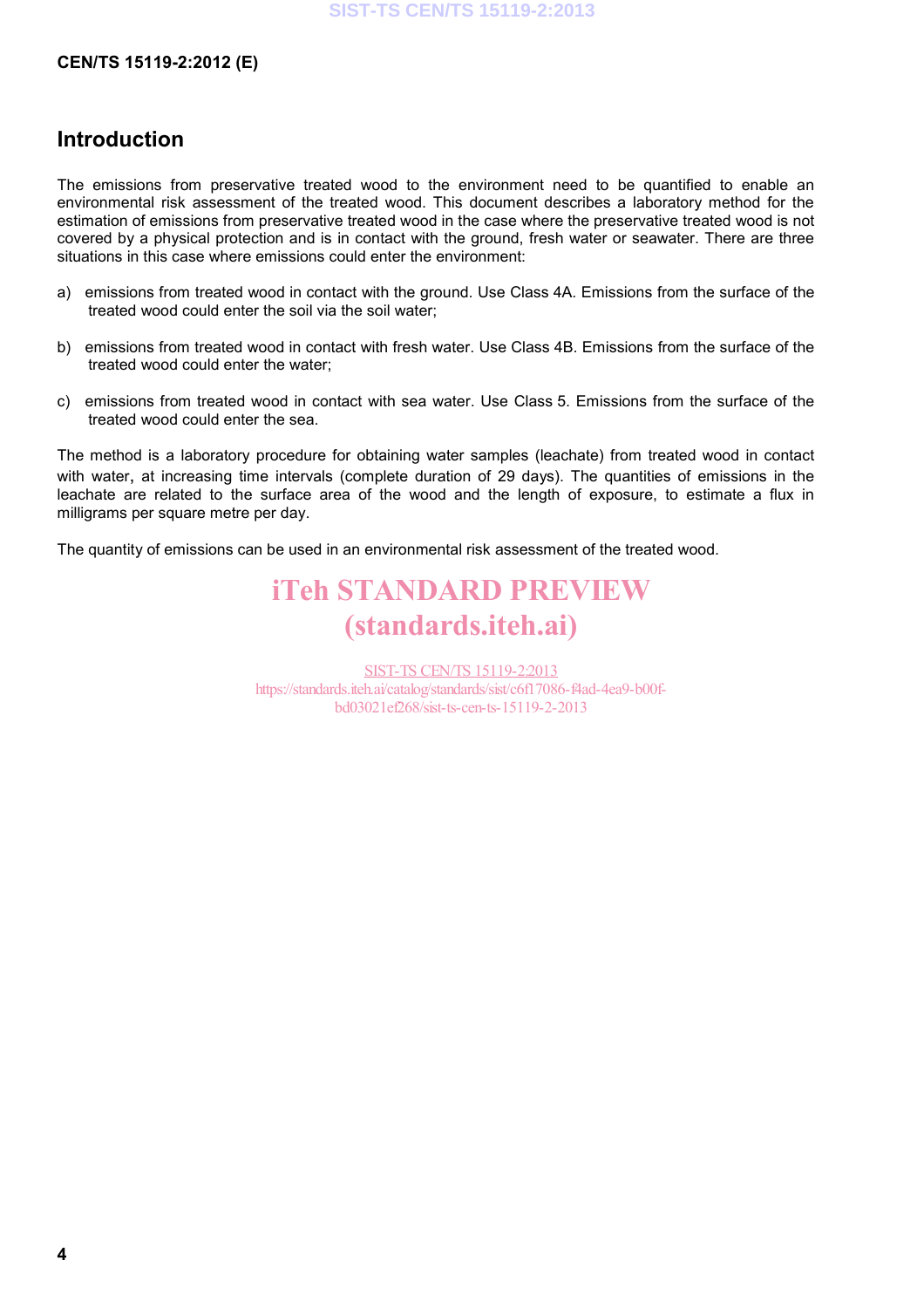## Introduction

The emissions from preservative treated wood to the environment need to be quantified to enable an environmental risk assessment of the treated wood. This document describes a laboratory method for the estimation of emissions from preservative treated wood in the case where the preservative treated wood is not covered by a physical protection and is in contact with the ground, fresh water or seawater. There are three situations in this case where emissions could enter the environment:

a) emissions from treated wood in contact with the ground. Use Class 4A. Emissions from the surface of the treated wood could enter the soil via the soil water;

b) emissions from treated wood in contact with fresh water. Use Class 4B. Emissions from the surface of the treated wood could enter the water;

c) emissions from treated wood in contact with sea water. Use Class 5. Emissions from the surface of the treated wood could enter the sea.

The method is a laboratory procedure for obtaining water samples (leachate) from treated wood in contact with water, at increasing time intervals (complete duration of 29 days). The quantities of emissions in the leachate are related to the surface area of the wood and the length of exposure, to estimate a flux in milligrams per square metre per day.

The quantity of emissions can be used in an environmental risk assessment of the treated wood.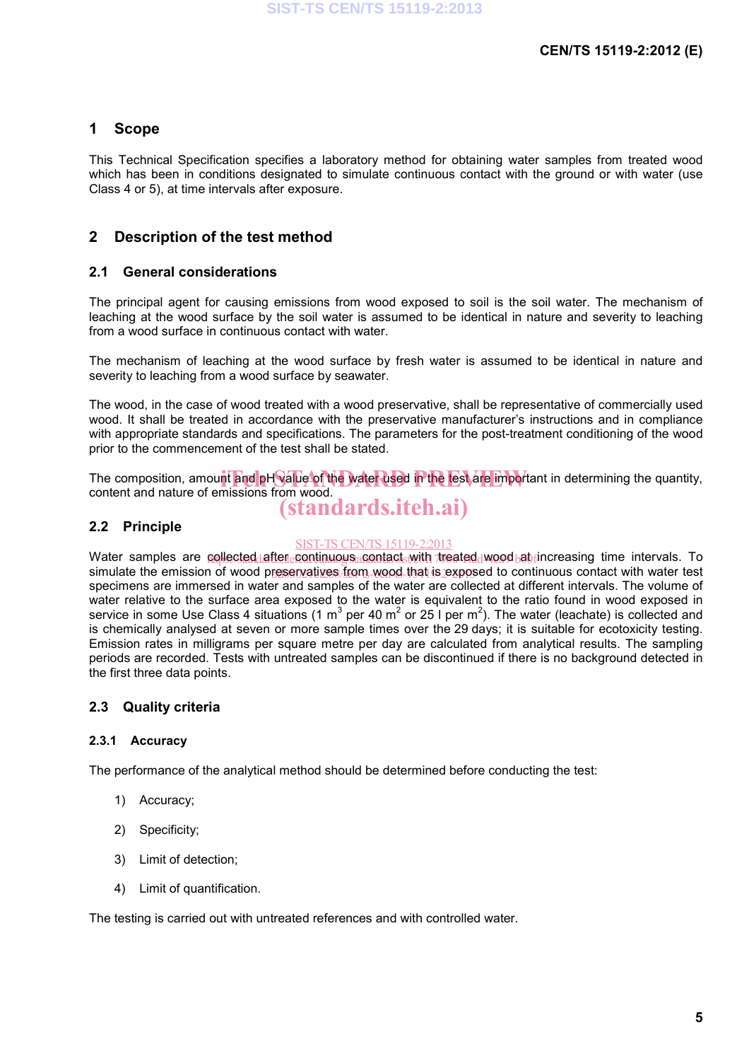## 1 Scope

This Technical Specification specifies a laboratory method for obtaining water samples from treated wood which has been in conditions designated to simulate continuous contact with the ground or with water (use Class 4 or 5), at time intervals after exposure.

## 2 Description of the test method

### 2.1 General considerations

The principal agent for causing emissions from wood exposed to soil is the soil water. The mechanism of leaching at the wood surface by the soil water is assumed to be identical in nature and severity to leaching from a wood surface in continuous contact with water.

The mechanism of leaching at the wood surface by fresh water is assumed to be identical in nature and severity to leaching from a wood surface by seawater.

The wood, in the case of wood treated with a wood preservative, shall be representative of commercially used wood. It shall be treated in accordance with the preservative manufacturer's instructions and in compliance with appropriate standards and specifications. The parameters for the post-treatment conditioning of the wood prior to the commencement of the test shall be stated.

The composition, amount and pH value of the water used in the test are important in determining the quantity, content and nature of emissions from wood.

### 2.2 Principle

Water samples are collected after continuous contact with treated wood at increasing time intervals. To simulate the emission of wood preservatives from wood that is exposed to continuous contact with water test specimens are immersed in water and samples of the water are collected at different intervals. The volume of water relative to the surface area exposed to the water is equivalent to the ratio found in wood exposed in service in some Use Class 4 situations (1 $m^3$ per 40 $m^2$ or 25 l per $m^2$). The water (leachate) is collected and is chemically analysed at seven or more sample times over the 29 days; it is suitable for ecotoxicity testing. Emission rates in milligrams per square metre per day are calculated from analytical results. The sampling periods are recorded. Tests with untreated samples can be discontinued if there is no background detected in the first three data points.

### 2.3 Quality criteria

#### 2.3.1 Accuracy

The performance of the analytical method should be determined before conducting the test:

1) Accuracy;

2) Specificity;

3) Limit of detection;

4) Limit of quantification.

The testing is carried out with untreated references and with controlled water.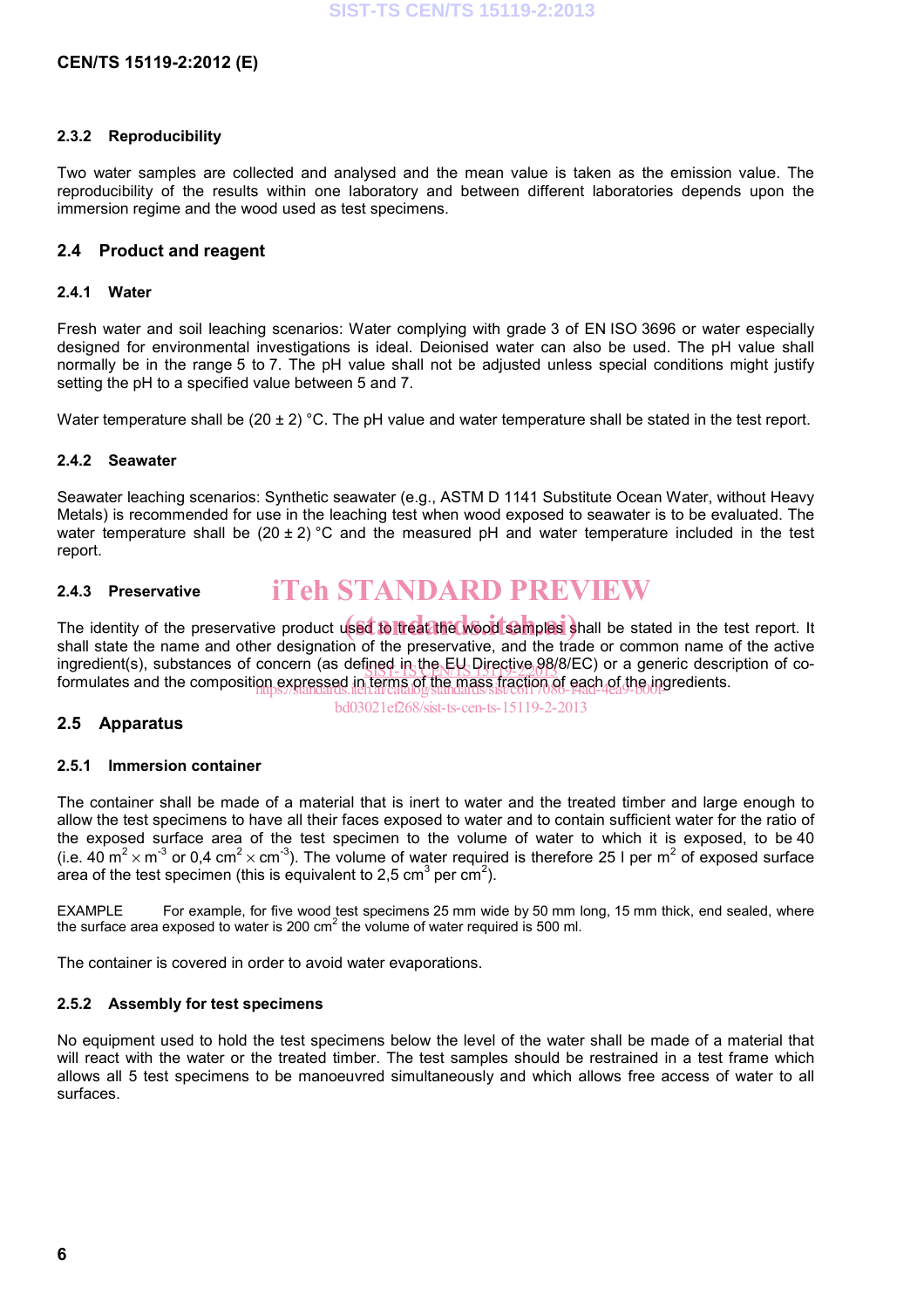#### 2.3.2 Reproducibility

Two water samples are collected and analysed and the mean value is taken as the emission value. The reproducibility of the results within one laboratory and between different laboratories depends upon the immersion regime and the wood used as test specimens.

### 2.4 Product and reagent

#### 2.4.1 Water

Fresh water and soil leaching scenarios: Water complying with grade 3 of EN ISO 3696 or water especially designed for environmental investigations is ideal. Deionised water can also be used. The pH value shall normally be in the range 5 to 7. The pH value shall not be adjusted unless special conditions might justify setting the pH to a specified value between 5 and 7.

Water temperature shall be (20 ± 2) °C. The pH value and water temperature shall be stated in the test report.

#### 2.4.2 Seawater

Seawater leaching scenarios: Synthetic seawater (e.g., ASTM D 1141 Substitute Ocean Water, without Heavy Metals) is recommended for use in the leaching test when wood exposed to seawater is to be evaluated. The water temperature shall be (20 ± 2) °C and the measured pH and water temperature included in the test report.

#### 2.4.3 Preservative

The identity of the preservative product used to treat the wood samples shall be stated in the test report. It shall state the name and other designation of the preservative, and the trade or common name of the active ingredient(s), substances of concern (as defined in the EU Directive 98/8/EC) or a generic description of co-formulates and the composition expressed in terms of the mass fraction of each of the ingredients.

### 2.5 Apparatus

#### 2.5.1 Immersion container

The container shall be made of a material that is inert to water and the treated timber and large enough to allow the test specimens to have all their faces exposed to water and to contain sufficient water for the ratio of the exposed surface area of the test specimen to the volume of water to which it is exposed, to be 40 (i.e. 40 $m^2 \times m^{-3}$ or 0,4 $cm^2 \times cm^{-3}$). The volume of water required is therefore 25 l per $m^2$ of exposed surface area of the test specimen (this is equivalent to 2,5 $cm^3$ per $cm^2$).

EXAMPLE For example, for five wood test specimens 25 mm wide by 50 mm long, 15 mm thick, end sealed, where the surface area exposed to water is 200 $cm^2$ the volume of water required is 500 ml.

The container is covered in order to avoid water evaporations.

#### 2.5.2 Assembly for test specimens

No equipment used to hold the test specimens below the level of the water shall be made of a material that will react with the water or the treated timber. The test samples should be restrained in a test frame which allows all 5 test specimens to be manoeuvred simultaneously and which allows free access of water to all surfaces.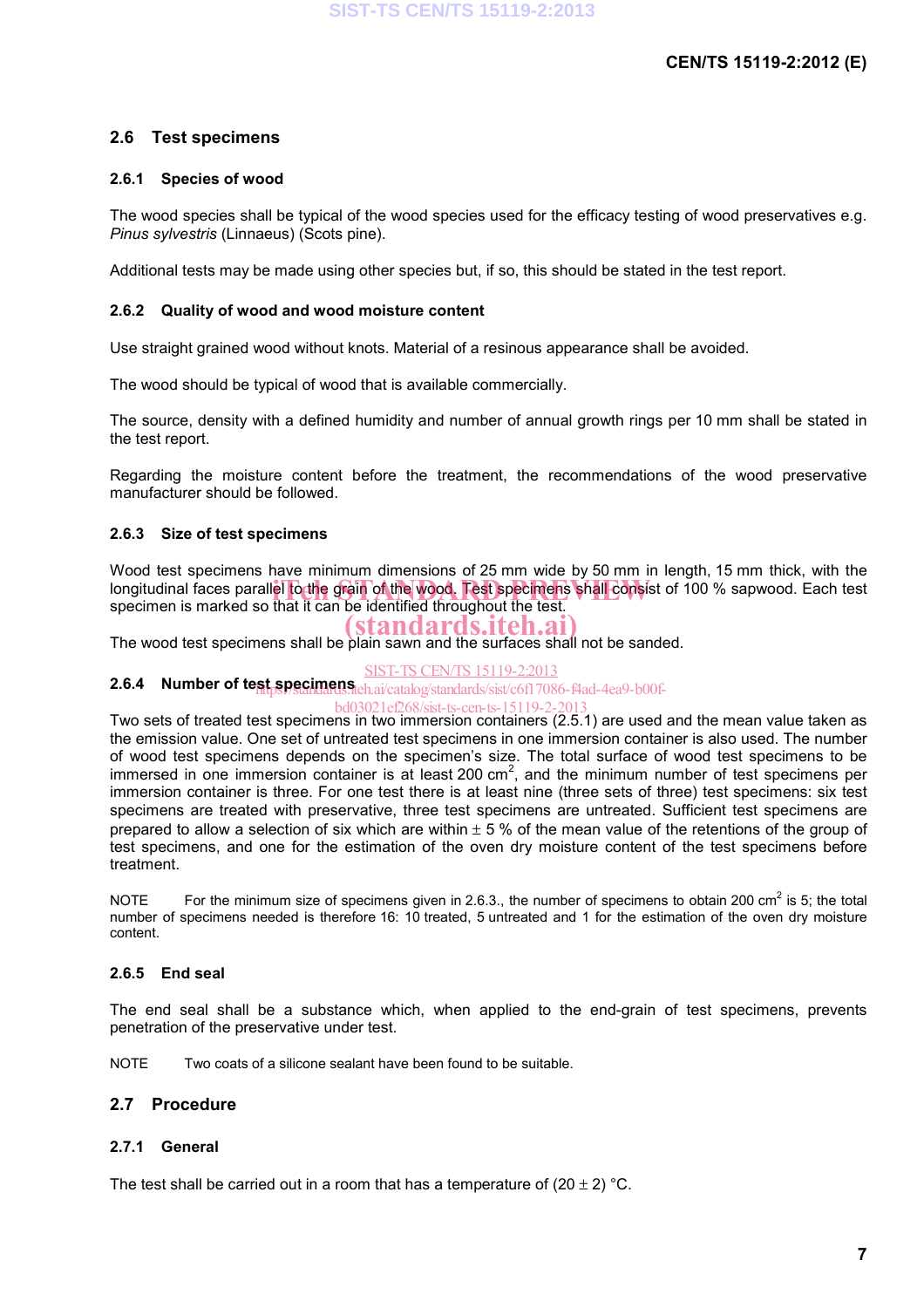## 2.6 Test specimens

### 2.6.1 Species of wood

The wood species shall be typical of the wood species used for the efficacy testing of wood preservatives e.g. *Pinus sylvestris* (Linnaeus) (Scots pine).

Additional tests may be made using other species but, if so, this should be stated in the test report.

### 2.6.2 Quality of wood and wood moisture content

Use straight grained wood without knots. Material of a resinous appearance shall be avoided.

The wood should be typical of wood that is available commercially.

The source, density with a defined humidity and number of annual growth rings per 10 mm shall be stated in the test report.

Regarding the moisture content before the treatment, the recommendations of the wood preservative manufacturer should be followed.

### 2.6.3 Size of test specimens

Wood test specimens have minimum dimensions of 25 mm wide by 50 mm in length, 15 mm thick, with the longitudinal faces parallel to the grain of the wood. Test specimens shall consist of 100 % sapwood. Each test specimen is marked so that it can be identified throughout the test.

The wood test specimens shall be plain sawn and the surfaces shall not be sanded.

### 2.6.4 Number of test specimens

Two sets of treated test specimens in two immersion containers (2.5.1) are used and the mean value taken as the emission value. One set of untreated test specimens in one immersion container is also used. The number of wood test specimens depends on the specimen's size. The total surface of wood test specimens to be immersed in one immersion container is at least 200 $cm^2$, and the minimum number of test specimens per immersion container is three. For one test there is at least nine (three sets of three) test specimens: six test specimens are treated with preservative, three test specimens are untreated. Sufficient test specimens are prepared to allow a selection of six which are within ± 5 % of the mean value of the retentions of the group of test specimens, and one for the estimation of the oven dry moisture content of the test specimens before treatment.

NOTE For the minimum size of specimens given in 2.6.3., the number of specimens to obtain 200 $cm^2$ is 5; the total number of specimens needed is therefore 16: 10 treated, 5 untreated and 1 for the estimation of the oven dry moisture content.

### 2.6.5 End seal

The end seal shall be a substance which, when applied to the end-grain of test specimens, prevents penetration of the preservative under test.

NOTE Two coats of a silicone sealant have been found to be suitable.

## 2.7 Procedure

### 2.7.1 General

The test shall be carried out in a room that has a temperature of (20 ± 2) °C.